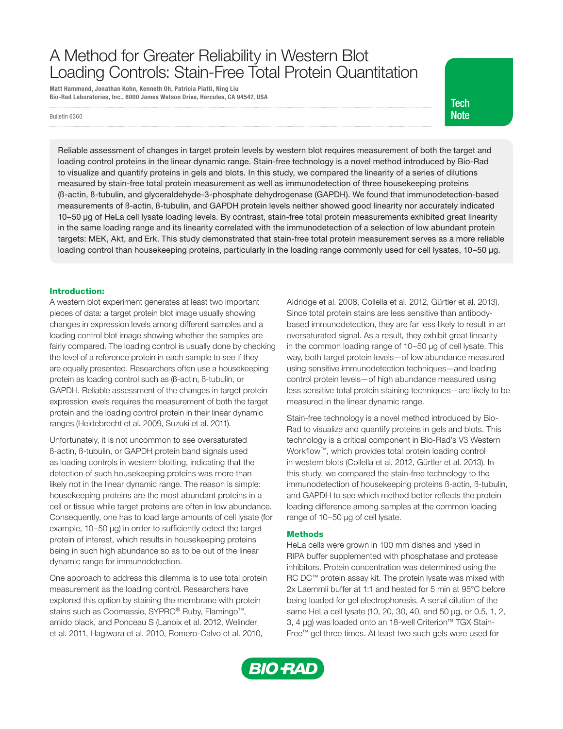# A Method for Greater Reliability in Western Blot Loading Controls: Stain-Free Total Protein Quantitation

**Matt Hammond, Jonathan Kohn, Kenneth Oh, Patricia Piatti, Ning Liu**
**Bio-Rad Laboratories, Inc., 6000 James Watson Drive, Hercules, CA 94547, USA**

Bulletin 6360

Tech Note

Reliable assessment of changes in target protein levels by western blot requires measurement of both the target and loading control proteins in the linear dynamic range. Stain-free technology is a novel method introduced by Bio-Rad to visualize and quantify proteins in gels and blots. In this study, we compared the linearity of a series of dilutions measured by stain-free total protein measurement as well as immunodetection of three housekeeping proteins (ß-actin, ß-tubulin, and glyceraldehyde-3-phosphate dehydrogenase (GAPDH). We found that immunodetection-based measurements of ß-actin, ß-tubulin, and GAPDH protein levels neither showed good linearity nor accurately indicated 10–50 µg of HeLa cell lysate loading levels. By contrast, stain-free total protein measurements exhibited great linearity in the same loading range and its linearity correlated with the immunodetection of a selection of low abundant protein targets: MEK, Akt, and Erk. This study demonstrated that stain-free total protein measurement serves as a more reliable loading control than housekeeping proteins, particularly in the loading range commonly used for cell lysates, 10–50 µg.

## Introduction:

A western blot experiment generates at least two important pieces of data: a target protein blot image usually showing changes in expression levels among different samples and a loading control blot image showing whether the samples are fairly compared. The loading control is usually done by checking the level of a reference protein in each sample to see if they are equally presented. Researchers often use a housekeeping protein as loading control such as (ß-actin, ß-tubulin, or GAPDH. Reliable assessment of the changes in target protein expression levels requires the measurement of both the target protein and the loading control protein in their linear dynamic ranges (Heidebrecht et al. 2009, Suzuki et al. 2011).

Unfortunately, it is not uncommon to see oversaturated ß-actin, ß-tubulin, or GAPDH protein band signals used as loading controls in western blotting, indicating that the detection of such housekeeping proteins was more than likely not in the linear dynamic range. The reason is simple: housekeeping proteins are the most abundant proteins in a cell or tissue while target proteins are often in low abundance. Consequently, one has to load large amounts of cell lysate (for example, 10–50 µg) in order to sufficiently detect the target protein of interest, which results in housekeeping proteins being in such high abundance so as to be out of the linear dynamic range for immunodetection.

One approach to address this dilemma is to use total protein measurement as the loading control. Researchers have explored this option by staining the membrane with protein stains such as Coomassie, SYPRO® Ruby, Flamingo™, amido black, and Ponceau S (Lanoix et al. 2012, Welinder et al. 2011, Hagiwara et al. 2010, Romero-Calvo et al. 2010, Aldridge et al. 2008, Collella et al. 2012, Gürtler et al. 2013). Since total protein stains are less sensitive than antibody-based immunodetection, they are far less likely to result in an oversaturated signal. As a result, they exhibit great linearity in the common loading range of 10–50 µg of cell lysate. This way, both target protein levels—of low abundance measured using sensitive immunodetection techniques—and loading control protein levels—of high abundance measured using less sensitive total protein staining techniques—are likely to be measured in the linear dynamic range.

Stain-free technology is a novel method introduced by Bio-Rad to visualize and quantify proteins in gels and blots. This technology is a critical component in Bio-Rad's V3 Western Workflow™, which provides total protein loading control in western blots (Collella et al. 2012, Gürtler et al. 2013). In this study, we compared the stain-free technology to the immunodetection of housekeeping proteins ß-actin, ß-tubulin, and GAPDH to see which method better reflects the protein loading difference among samples at the common loading range of 10–50 µg of cell lysate.

## Methods

HeLa cells were grown in 100 mm dishes and lysed in RIPA buffer supplemented with phosphatase and protease inhibitors. Protein concentration was determined using the RC DC™ protein assay kit. The protein lysate was mixed with 2x Laemmli buffer at 1:1 and heated for 5 min at 95°C before being loaded for gel electrophoresis. A serial dilution of the same HeLa cell lysate (10, 20, 30, 40, and 50 µg, or 0.5, 1, 2, 3, 4 µg) was loaded onto an 18-well Criterion™ TGX Stain-Free™ gel three times. At least two such gels were used for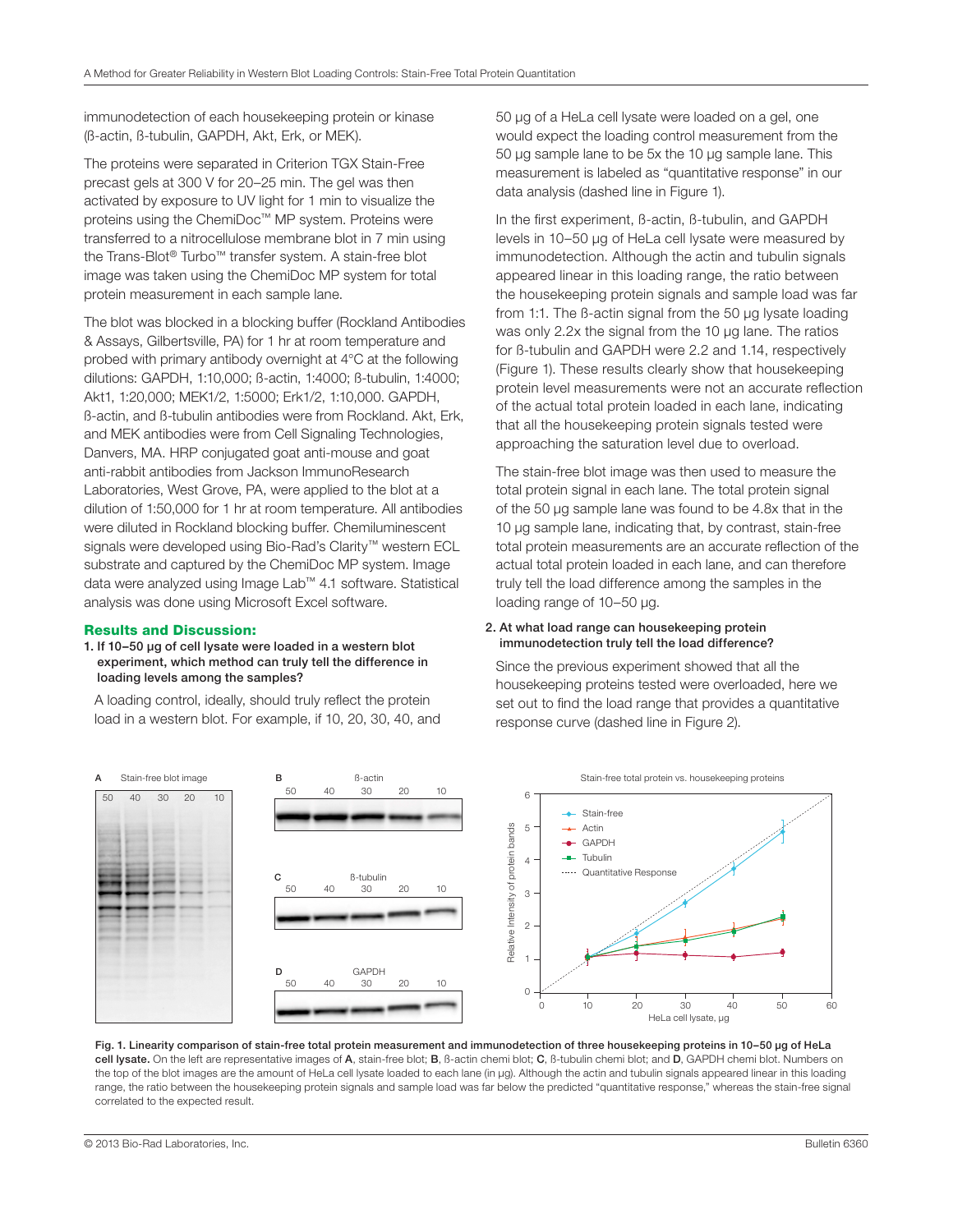immunodetection of each housekeeping protein or kinase (ß-actin, ß-tubulin, GAPDH, Akt, Erk, or MEK).

The proteins were separated in Criterion TGX Stain-Free precast gels at 300 V for 20–25 min. The gel was then activated by exposure to UV light for 1 min to visualize the proteins using the ChemiDoc™ MP system. Proteins were transferred to a nitrocellulose membrane blot in 7 min using the Trans-Blot® Turbo™ transfer system. A stain-free blot image was taken using the ChemiDoc MP system for total protein measurement in each sample lane.

The blot was blocked in a blocking buffer (Rockland Antibodies & Assays, Gilbertsville, PA) for 1 hr at room temperature and probed with primary antibody overnight at 4°C at the following dilutions: GAPDH, 1:10,000; ß-actin, 1:4000; ß-tubulin, 1:4000; Akt1, 1:20,000; MEK1/2, 1:5000; Erk1/2, 1:10,000. GAPDH, ß-actin, and ß-tubulin antibodies were from Rockland. Akt, Erk, and MEK antibodies were from Cell Signaling Technologies, Danvers, MA. HRP conjugated goat anti-mouse and goat anti-rabbit antibodies from Jackson ImmunoResearch Laboratories, West Grove, PA, were applied to the blot at a dilution of 1:50,000 for 1 hr at room temperature. All antibodies were diluted in Rockland blocking buffer. Chemiluminescent signals were developed using Bio-Rad's Clarity™ western ECL substrate and captured by the ChemiDoc MP system. Image data were analyzed using Image Lab™ 4.1 software. Statistical analysis was done using Microsoft Excel software.

## Results and Discussion:

**1. If 10–50 µg of cell lysate were loaded in a western blot experiment, which method can truly tell the difference in loading levels among the samples?**

A loading control, ideally, should truly reflect the protein load in a western blot. For example, if 10, 20, 30, 40, and 50 µg of a HeLa cell lysate were loaded on a gel, one would expect the loading control measurement from the 50 µg sample lane to be 5x the 10 µg sample lane. This measurement is labeled as "quantitative response" in our data analysis (dashed line in Figure 1).

In the first experiment, ß-actin, ß-tubulin, and GAPDH levels in 10–50 µg of HeLa cell lysate were measured by immunodetection. Although the actin and tubulin signals appeared linear in this loading range, the ratio between the housekeeping protein signals and sample load was far from 1:1. The ß-actin signal from the 50 µg lysate loading was only 2.2x the signal from the 10 µg lane. The ratios for ß-tubulin and GAPDH were 2.2 and 1.14, respectively (Figure 1). These results clearly show that housekeeping protein level measurements were not an accurate reflection of the actual total protein loaded in each lane, indicating that all the housekeeping protein signals tested were approaching the saturation level due to overload.

The stain-free blot image was then used to measure the total protein signal in each lane. The total protein signal of the 50 µg sample lane was found to be 4.8x that in the 10 µg sample lane, indicating that, by contrast, stain-free total protein measurements are an accurate reflection of the actual total protein loaded in each lane, and can therefore truly tell the load difference among the samples in the loading range of 10–50 µg.

**2. At what load range can housekeeping protein immunodetection truly tell the load difference?**

Since the previous experiment showed that all the housekeeping proteins tested were overloaded, here we set out to find the load range that provides a quantitative response curve (dashed line in Figure 2).

**Fig. 1. Linearity comparison of stain-free total protein measurement and immunodetection of three housekeeping proteins in 10–50 µg of HeLa cell lysate.** On the left are representative images of **A**, stain-free blot; **B**, ß-actin chemi blot; **C**, ß-tubulin chemi blot; and **D**, GAPDH chemi blot. Numbers on the top of the blot images are the amount of HeLa cell lysate loaded to each lane (in µg). Although the actin and tubulin signals appeared linear in this loading range, the ratio between the housekeeping protein signals and sample load was far below the predicted "quantitative response," whereas the stain-free signal correlated to the expected result.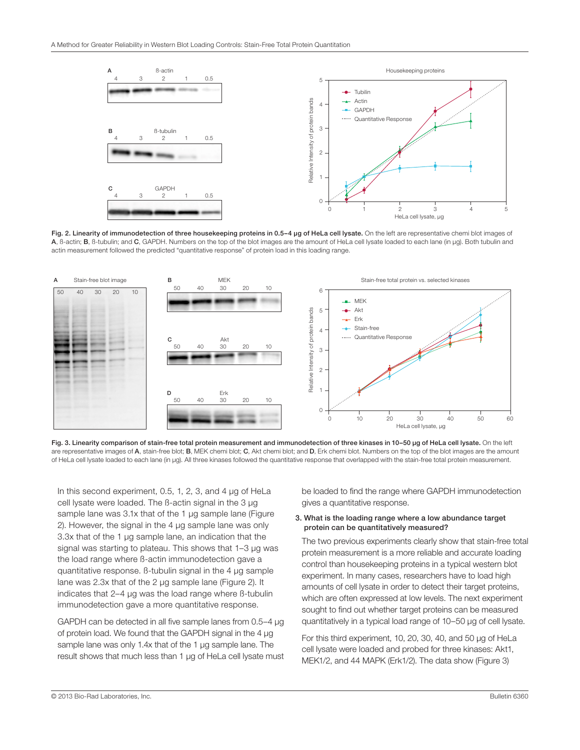**Fig. 2. Linearity of immunodetection of three housekeeping proteins in 0.5–4 µg of HeLa cell lysate.** On the left are representative chemi blot images of **A**, ß-actin; **B**, ß-tubulin; and **C**, GAPDH. Numbers on the top of the blot images are the amount of HeLa cell lysate loaded to each lane (in µg). Both tubulin and actin measurement followed the predicted "quantitative response" of protein load in this loading range.

**Fig. 3. Linearity comparison of stain-free total protein measurement and immunodetection of three kinases in 10–50 µg of HeLa cell lysate.** On the left are representative images of **A**, stain-free blot; **B**, MEK chemi blot; **C**, Akt chemi blot; and **D**, Erk chemi blot. Numbers on the top of the blot images are the amount of HeLa cell lysate loaded to each lane (in µg). All three kinases followed the quantitative response that overlapped with the stain-free total protein measurement.

In this second experiment, 0.5, 1, 2, 3, and 4 µg of HeLa cell lysate were loaded. The ß-actin signal in the 3 µg sample lane was 3.1x that of the 1 µg sample lane (Figure 2). However, the signal in the 4 µg sample lane was only 3.3x that of the 1 µg sample lane, an indication that the signal was starting to plateau. This shows that 1–3 µg was the load range where ß-actin immunodetection gave a quantitative response. ß-tubulin signal in the 4 µg sample lane was 2.3x that of the 2 µg sample lane (Figure 2). It indicates that 2–4 µg was the load range where ß-tubulin immunodetection gave a more quantitative response.

GAPDH can be detected in all five sample lanes from 0.5–4 µg of protein load. We found that the GAPDH signal in the 4 µg sample lane was only 1.4x that of the 1 µg sample lane. The result shows that much less than 1 µg of HeLa cell lysate must be loaded to find the range where GAPDH immunodetection gives a quantitative response.

**3. What is the loading range where a low abundance target protein can be quantitatively measured?**

The two previous experiments clearly show that stain-free total protein measurement is a more reliable and accurate loading control than housekeeping proteins in a typical western blot experiment. In many cases, researchers have to load high amounts of cell lysate in order to detect their target proteins, which are often expressed at low levels. The next experiment sought to find out whether target proteins can be measured quantitatively in a typical load range of 10–50 µg of cell lysate.

For this third experiment, 10, 20, 30, 40, and 50 µg of HeLa cell lysate were loaded and probed for three kinases: Akt1, MEK1/2, and 44 MAPK (Erk1/2). The data show (Figure 3)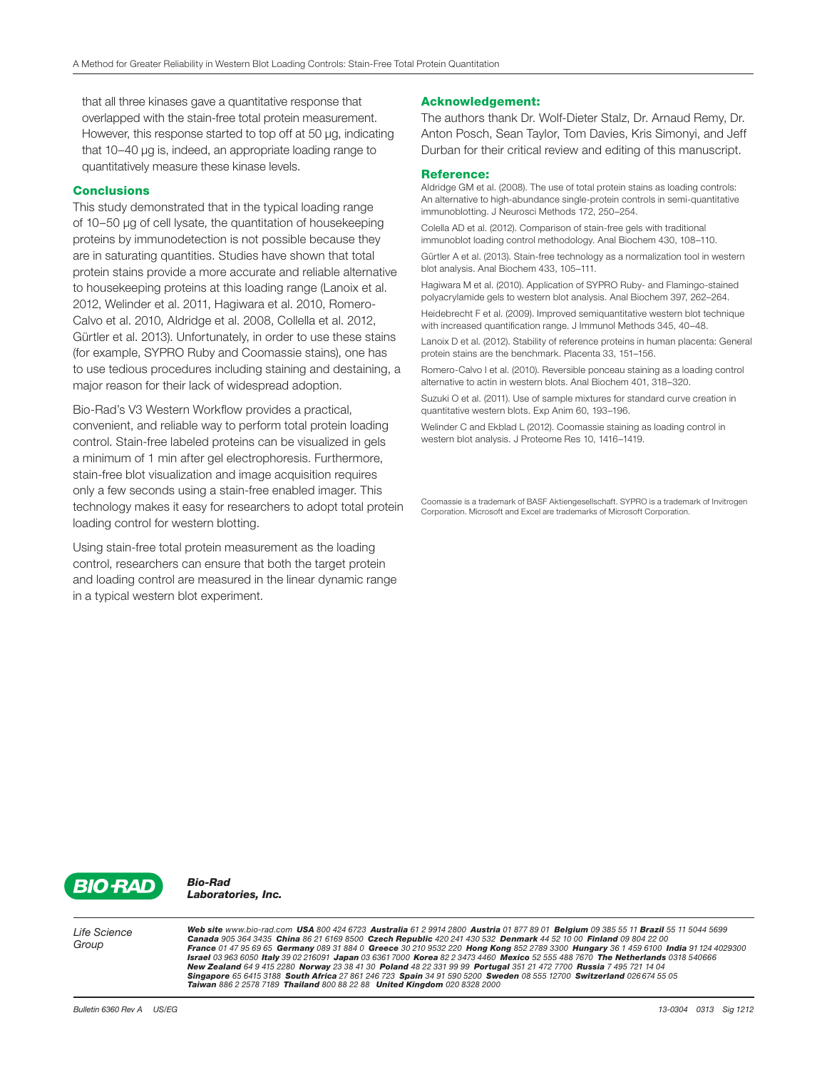that all three kinases gave a quantitative response that overlapped with the stain-free total protein measurement. However, this response started to top off at 50 µg, indicating that 10–40 µg is, indeed, an appropriate loading range to quantitatively measure these kinase levels.

## Conclusions

This study demonstrated that in the typical loading range of 10–50 µg of cell lysate, the quantitation of housekeeping proteins by immunodetection is not possible because they are in saturating quantities. Studies have shown that total protein stains provide a more accurate and reliable alternative to housekeeping proteins at this loading range (Lanoix et al. 2012, Welinder et al. 2011, Hagiwara et al. 2010, Romero-Calvo et al. 2010, Aldridge et al. 2008, Collella et al. 2012, Gürtler et al. 2013). Unfortunately, in order to use these stains (for example, SYPRO Ruby and Coomassie stains), one has to use tedious procedures including staining and destaining, a major reason for their lack of widespread adoption.

Bio-Rad's V3 Western Workflow provides a practical, convenient, and reliable way to perform total protein loading control. Stain-free labeled proteins can be visualized in gels a minimum of 1 min after gel electrophoresis. Furthermore, stain-free blot visualization and image acquisition requires only a few seconds using a stain-free enabled imager. This technology makes it easy for researchers to adopt total protein loading control for western blotting.

Using stain-free total protein measurement as the loading control, researchers can ensure that both the target protein and loading control are measured in the linear dynamic range in a typical western blot experiment.

## Acknowledgement:

The authors thank Dr. Wolf-Dieter Stalz, Dr. Arnaud Remy, Dr. Anton Posch, Sean Taylor, Tom Davies, Kris Simonyi, and Jeff Durban for their critical review and editing of this manuscript.

## Reference:

Aldridge GM et al. (2008). The use of total protein stains as loading controls: An alternative to high-abundance single-protein controls in semi-quantitative immunoblotting. J Neurosci Methods 172, 250–254.

Colella AD et al. (2012). Comparison of stain-free gels with traditional immunoblot loading control methodology. Anal Biochem 430, 108–110.

Gürtler A et al. (2013). Stain-free technology as a normalization tool in western blot analysis. Anal Biochem 433, 105–111.

Hagiwara M et al. (2010). Application of SYPRO Ruby- and Flamingo-stained polyacrylamide gels to western blot analysis. Anal Biochem 397, 262–264.

Heidebrecht F et al. (2009). Improved semiquantitative western blot technique with increased quantification range. J Immunol Methods 345, 40–48.

Lanoix D et al. (2012). Stability of reference proteins in human placenta: General protein stains are the benchmark. Placenta 33, 151–156.

Romero-Calvo I et al. (2010). Reversible ponceau staining as a loading control alternative to actin in western blots. Anal Biochem 401, 318–320.

Suzuki O et al. (2011). Use of sample mixtures for standard curve creation in quantitative western blots. Exp Anim 60, 193–196.

Welinder C and Ekblad L (2012). Coomassie staining as loading control in western blot analysis. J Proteome Res 10, 1416–1419.

Coomassie is a trademark of BASF Aktiengesellschaft. SYPRO is a trademark of Invitrogen Corporation. Microsoft and Excel are trademarks of Microsoft Corporation.

*Bio-Rad Laboratories, Inc.*

*Life Science Group*

***Web site*** *www.bio-rad.com* ***USA*** *800 424 6723* ***Australia*** *61 2 9914 2800* ***Austria*** *01 877 89 01* ***Belgium*** *09 385 55 11* ***Brazil*** *55 11 5044 5699* ***Canada*** *905 364 3435* ***China*** *86 21 6169 8500* ***Czech Republic*** *420 241 430 532* ***Denmark*** *44 52 10 00* ***Finland*** *09 804 22 00* ***France*** *01 47 95 69 65* ***Germany*** *089 31 884 0* ***Greece*** *30 210 9532 220* ***Hong Kong*** *852 2789 3300* ***Hungary*** *36 1 459 6100* ***India*** *91 124 4029300* ***Israel*** *03 963 6050* ***Italy*** *39 02 216091* ***Japan*** *03 6361 7000* ***Korea*** *82 2 3473 4460* ***Mexico*** *52 555 488 7670* ***The Netherlands*** *0318 540666* ***New Zealand*** *64 9 415 2280* ***Norway*** *23 38 41 30* ***Poland*** *48 22 331 99 99* ***Portugal*** *351 21 472 7700* ***Russia*** *7 495 721 14 04* ***Singapore*** *65 6415 3188* ***South Africa*** *27 861 246 723* ***Spain*** *34 91 590 5200* ***Sweden*** *08 555 12700* ***Switzerland*** *026 674 55 05* ***Taiwan*** *886 2 2578 7189* ***Thailand*** *800 88 22 88* ***United Kingdom*** *020 8328 2000*

*Bulletin 6360 Rev A US/EG* *13-0304 0313 Sig 1212*